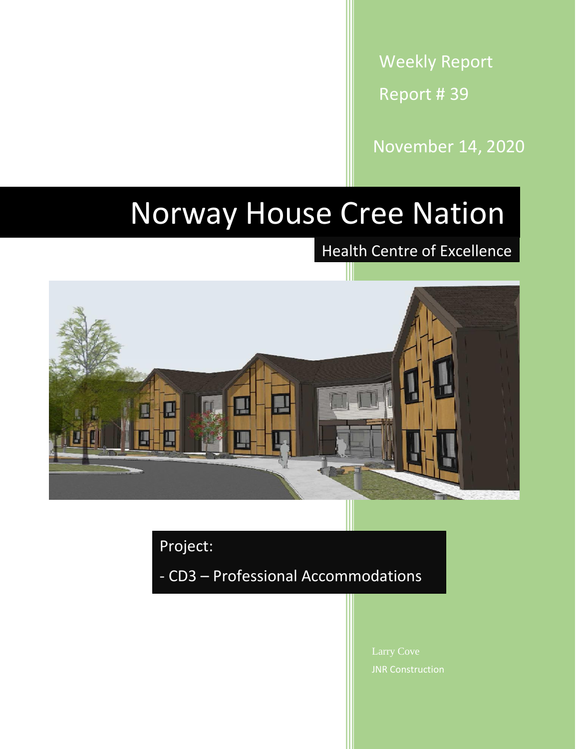Weekly Report

Report # 39

November 14, 2020

# Norway House Cree Nation

## Health Centre of Excellence

Project:

- CD3 – Professional Accommodations

Larry Cove

JNR Construction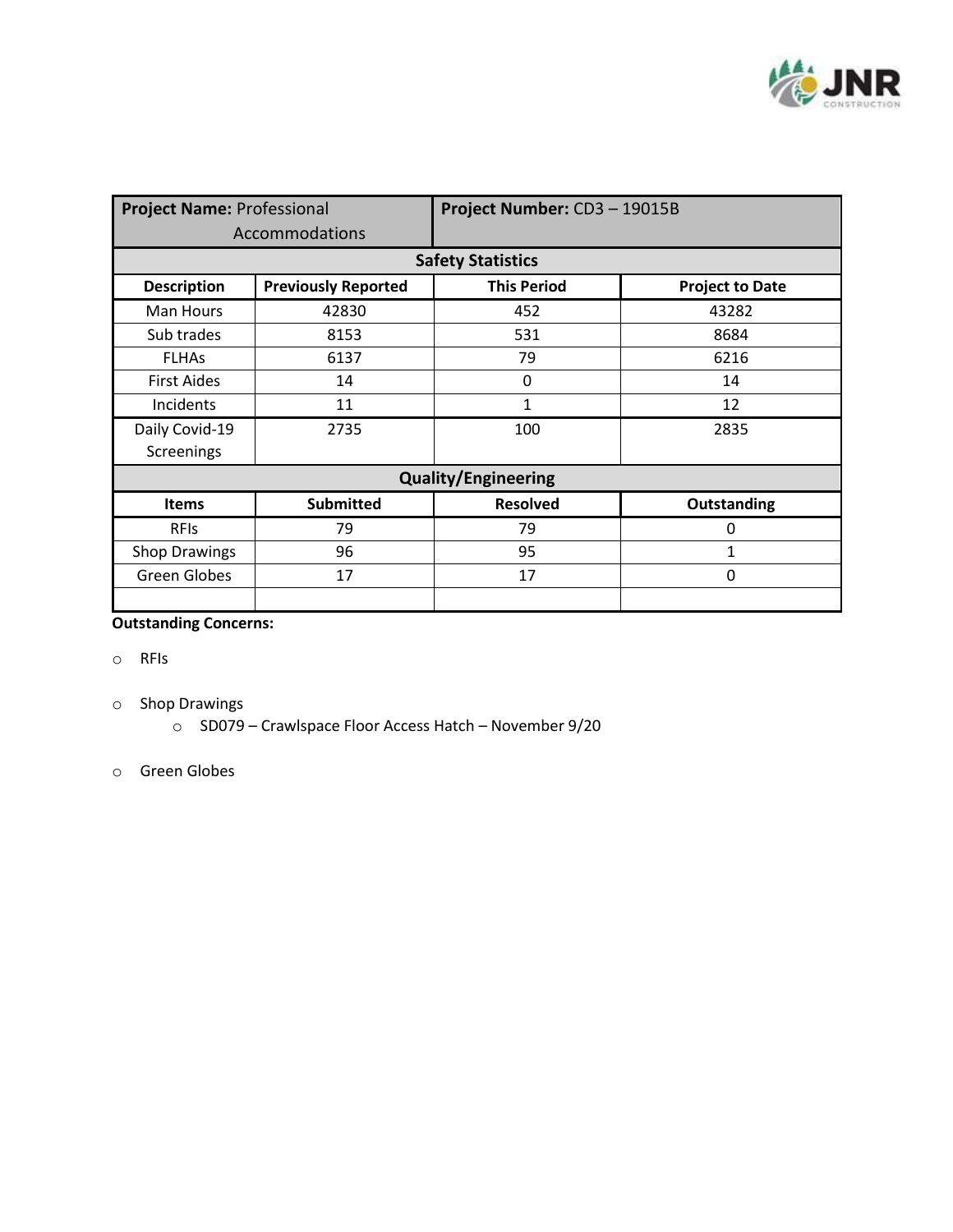| **Project Name:** Professional Accommodations | | **Project Number:** CD3 – 19015B | |
|---|---|---|---|
| **Safety Statistics** | | | |
| **Description** | **Previously Reported** | **This Period** | **Project to Date** |
| Man Hours | 42830 | 452 | 43282 |
| Sub trades | 8153 | 531 | 8684 |
| FLHAs | 6137 | 79 | 6216 |
| First Aides | 14 | 0 | 14 |
| Incidents | 11 | 1 | 12 |
| Daily Covid-19 Screenings | 2735 | 100 | 2835 |
| **Quality/Engineering** | | | |
| **Items** | **Submitted** | **Resolved** | **Outstanding** |
| RFIs | 79 | 79 | 0 |
| Shop Drawings | 96 | 95 | 1 |
| Green Globes | 17 | 17 | 0 |
| | | | |

**Outstanding Concerns:**

- RFIs
- Shop Drawings
  - SD079 – Crawlspace Floor Access Hatch – November 9/20
- Green Globes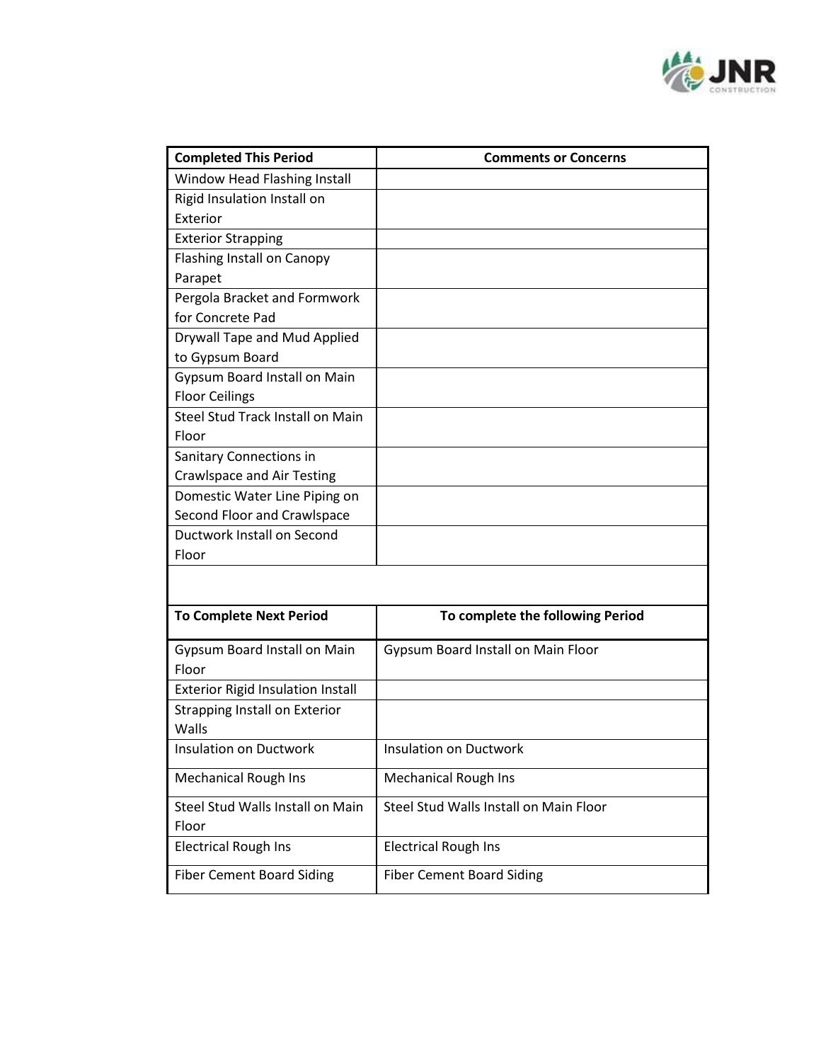| Completed This Period | Comments or Concerns |
| --- | --- |
| Window Head Flashing Install | |
| Rigid Insulation Install on Exterior | |
| Exterior Strapping | |
| Flashing Install on Canopy Parapet | |
| Pergola Bracket and Formwork for Concrete Pad | |
| Drywall Tape and Mud Applied to Gypsum Board | |
| Gypsum Board Install on Main Floor Ceilings | |
| Steel Stud Track Install on Main Floor | |
| Sanitary Connections in Crawlspace and Air Testing | |
| Domestic Water Line Piping on Second Floor and Crawlspace | |
| Ductwork Install on Second Floor | |

| To Complete Next Period | To complete the following Period |
| --- | --- |
| Gypsum Board Install on Main Floor | Gypsum Board Install on Main Floor |
| Exterior Rigid Insulation Install | |
| Strapping Install on Exterior Walls | |
| Insulation on Ductwork | Insulation on Ductwork |
| Mechanical Rough Ins | Mechanical Rough Ins |
| Steel Stud Walls Install on Main Floor | Steel Stud Walls Install on Main Floor |
| Electrical Rough Ins | Electrical Rough Ins |
| Fiber Cement Board Siding | Fiber Cement Board Siding |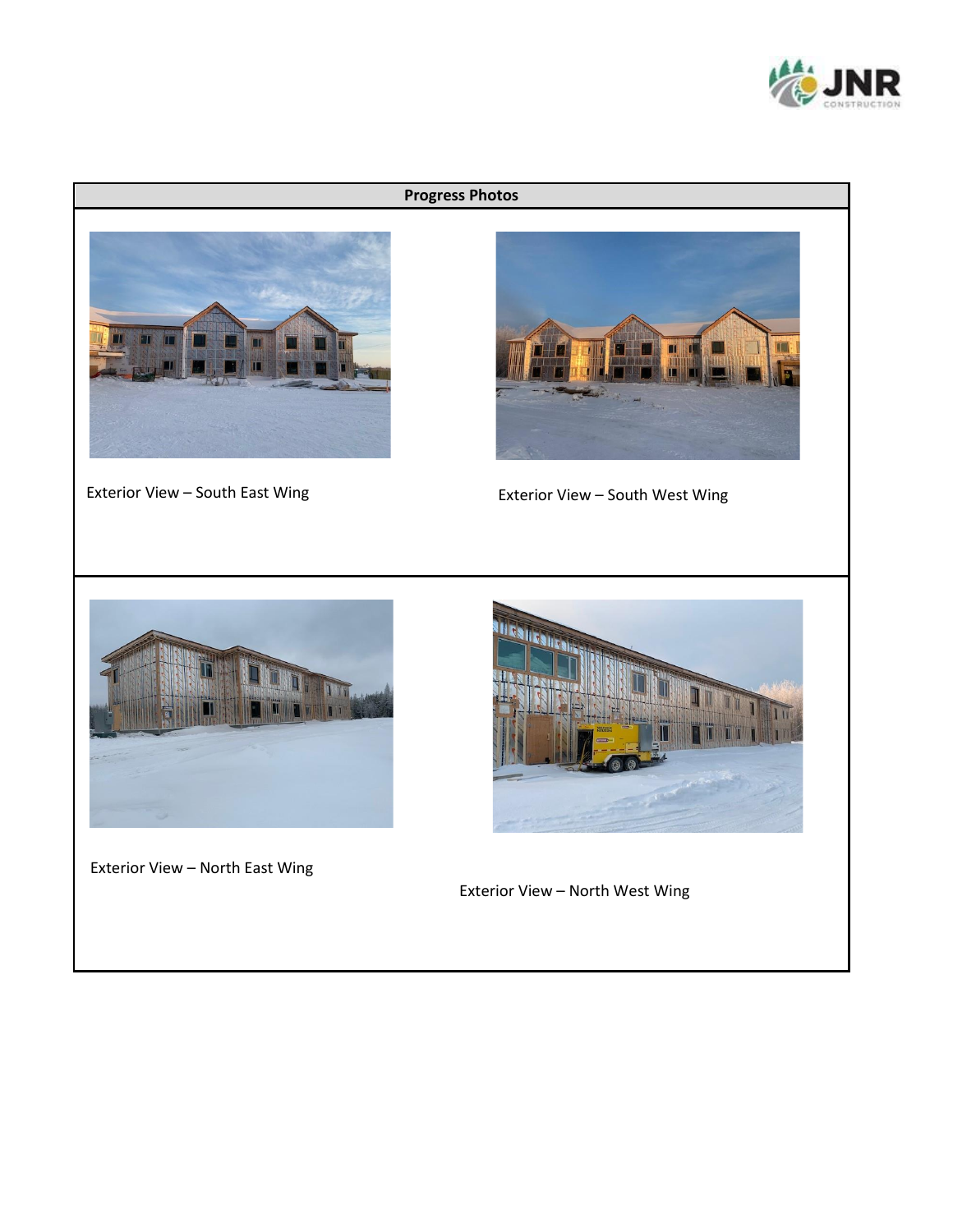| Progress Photos | |
| --- | --- |
| Exterior View – South East Wing | Exterior View – South West Wing |
| Exterior View – North East Wing | Exterior View – North West Wing |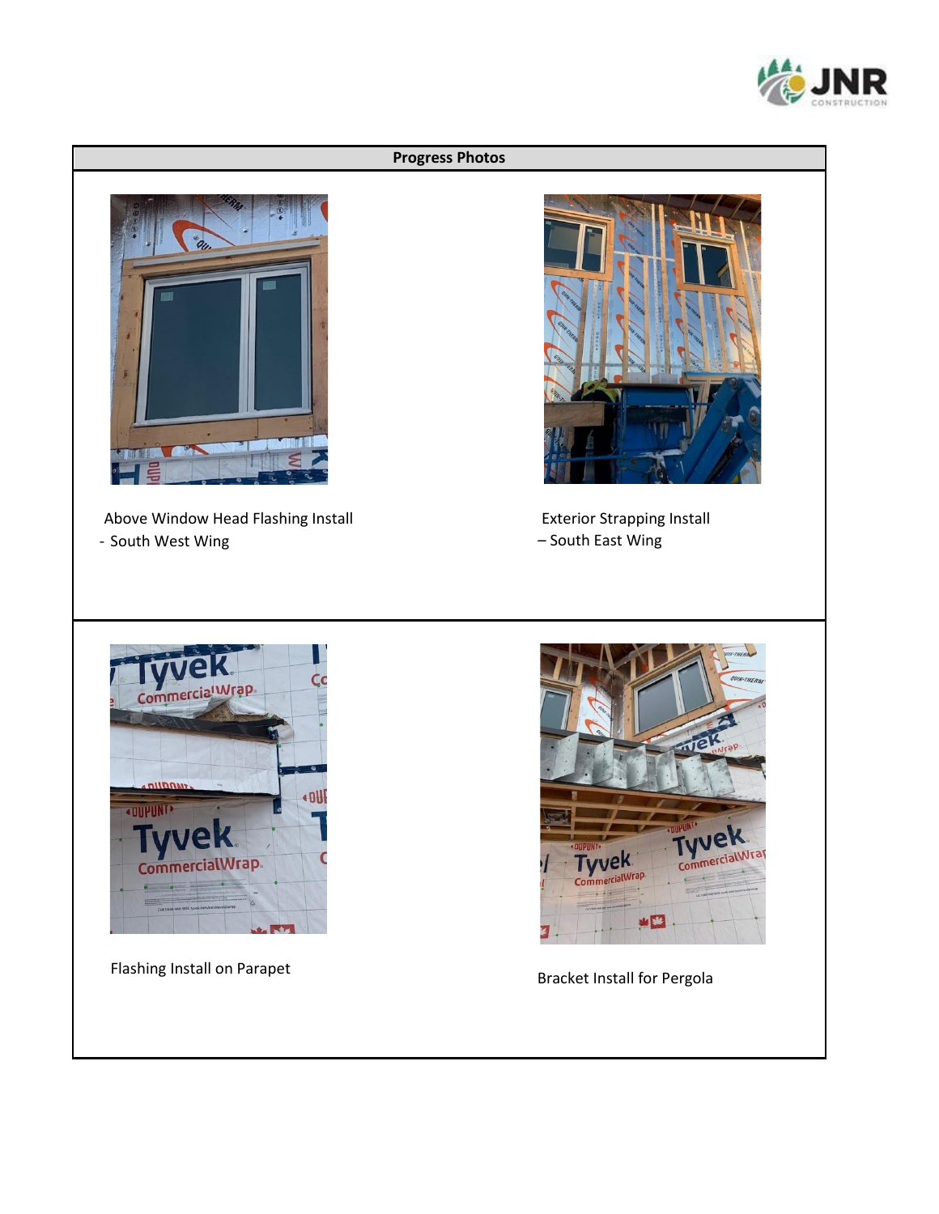## Progress Photos

| | |
|---|---|
| Above Window Head Flashing Install<br>- South West Wing | Exterior Strapping Install<br>– South East Wing |
| Flashing Install on Parapet | Bracket Install for Pergola |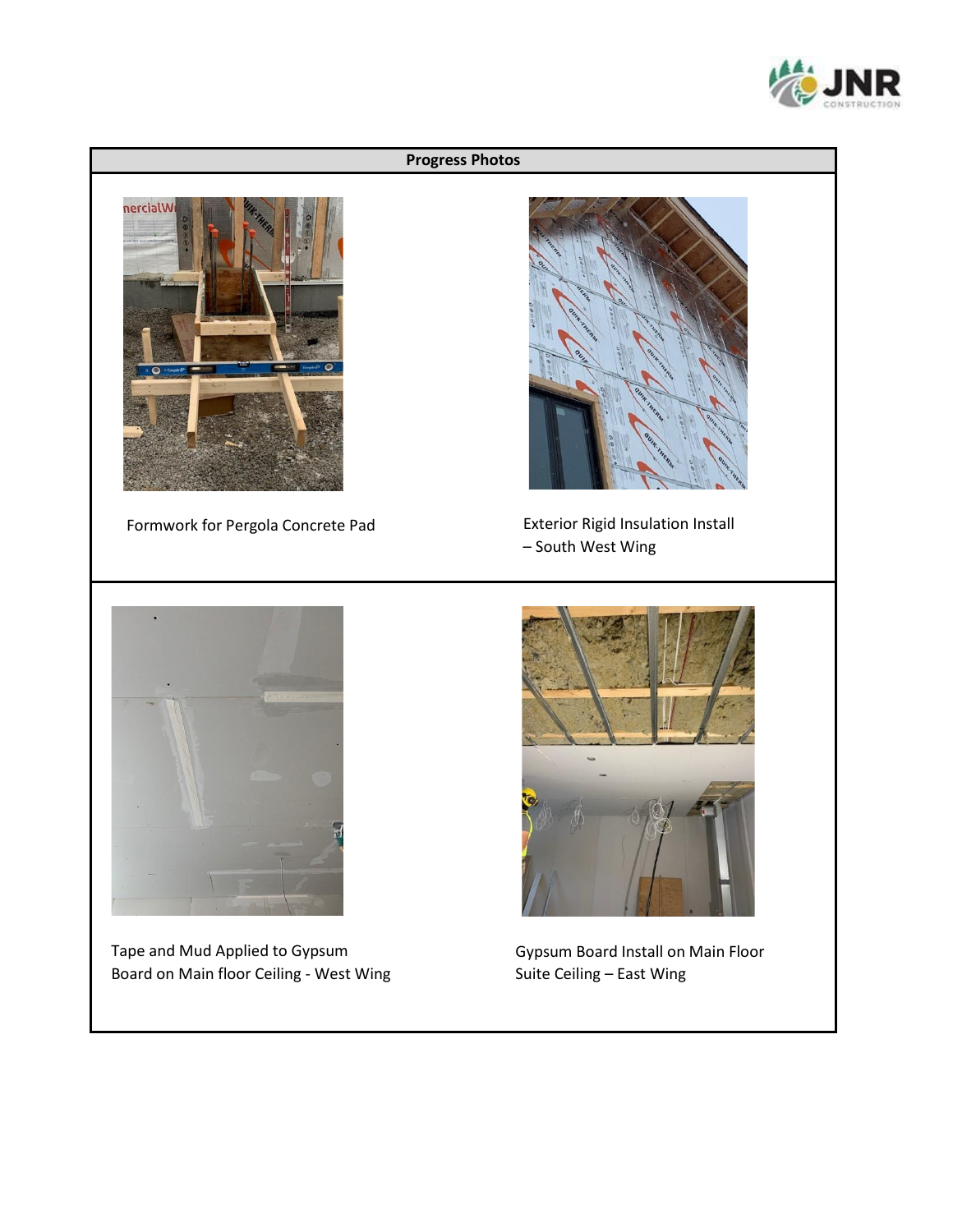| Progress Photos | |
|---|---|
| Formwork for Pergola Concrete Pad | Exterior Rigid Insulation Install – South West Wing |
| Tape and Mud Applied to Gypsum Board on Main floor Ceiling - West Wing | Gypsum Board Install on Main Floor Suite Ceiling – East Wing |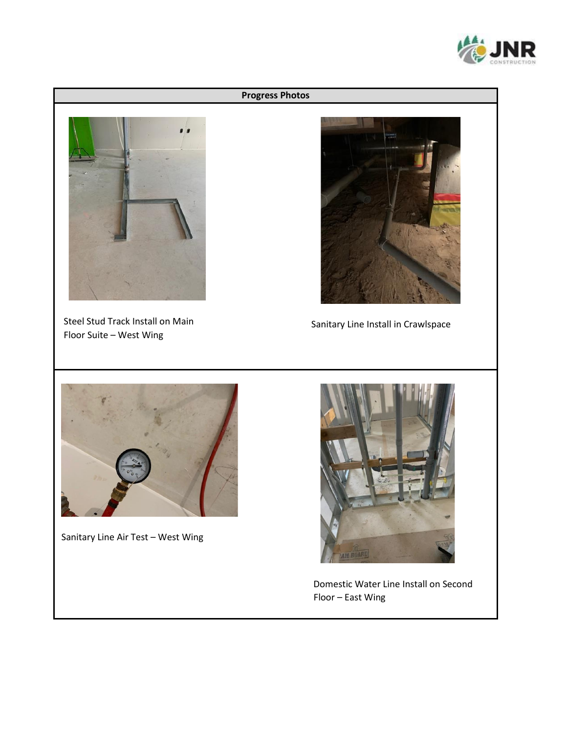## Progress Photos

Steel Stud Track Install on Main Floor Suite – West Wing

Sanitary Line Install in Crawlspace

Sanitary Line Air Test – West Wing

Domestic Water Line Install on Second Floor – East Wing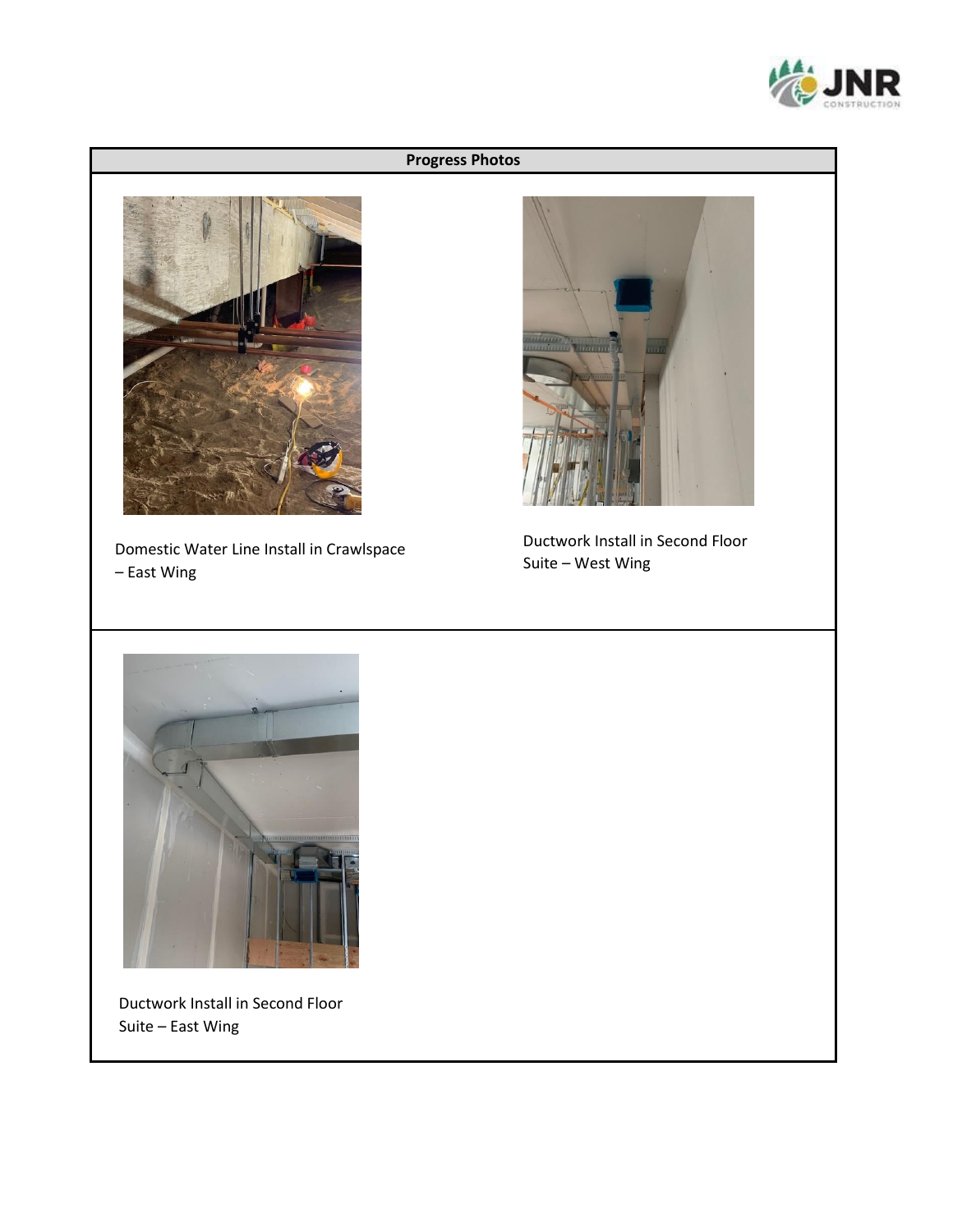**Progress Photos**

Domestic Water Line Install in Crawlspace – East Wing

Ductwork Install in Second Floor Suite – West Wing

Ductwork Install in Second Floor Suite – East Wing